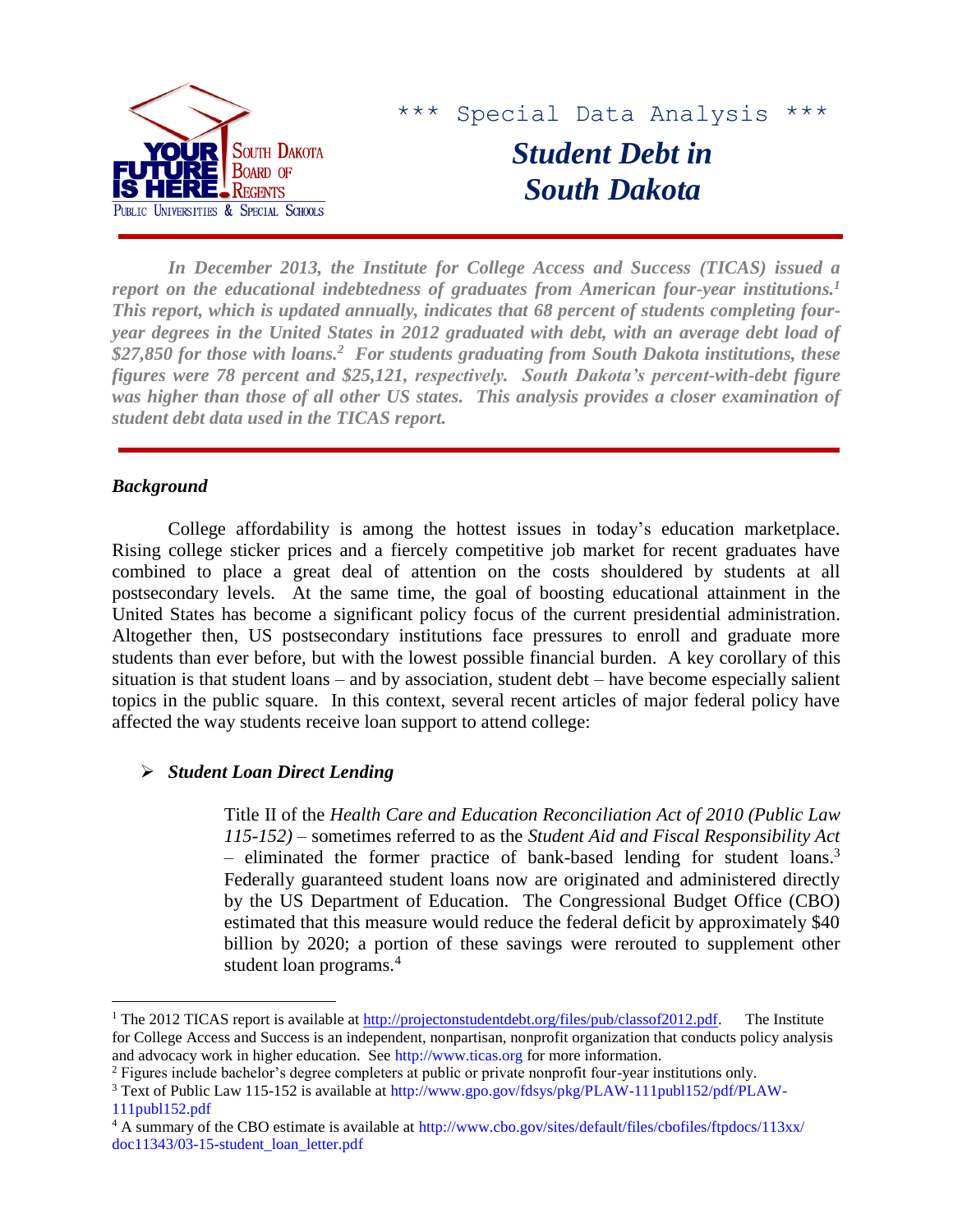\*\*\* Special Data Analysis \*\*\*

# *Student Debt in South Dakota*

***In December 2013, the Institute for College Access and Success (TICAS) issued a report on the educational indebtedness of graduates from American four-year institutions.[1] This report, which is updated annually, indicates that 68 percent of students completing four-year degrees in the United States in 2012 graduated with debt, with an average debt load of $27,850 for those with loans.[2] For students graduating from South Dakota institutions, these figures were 78 percent and $25,121, respectively. South Dakota's percent-with-debt figure was higher than those of all other US states. This analysis provides a closer examination of student debt data used in the TICAS report.***

## *Background*

College affordability is among the hottest issues in today's education marketplace. Rising college sticker prices and a fiercely competitive job market for recent graduates have combined to place a great deal of attention on the costs shouldered by students at all postsecondary levels. At the same time, the goal of boosting educational attainment in the United States has become a significant policy focus of the current presidential administration. Altogether then, US postsecondary institutions face pressures to enroll and graduate more students than ever before, but with the lowest possible financial burden. A key corollary of this situation is that student loans – and by association, student debt – have become especially salient topics in the public square. In this context, several recent articles of major federal policy have affected the way students receive loan support to attend college:

- ***Student Loan Direct Lending***

  Title II of the *Health Care and Education Reconciliation Act of 2010 (Public Law 115-152)* – sometimes referred to as the *Student Aid and Fiscal Responsibility Act* – eliminated the former practice of bank-based lending for student loans.[3] Federally guaranteed student loans now are originated and administered directly by the US Department of Education. The Congressional Budget Office (CBO) estimated that this measure would reduce the federal deficit by approximately $40 billion by 2020; a portion of these savings were rerouted to supplement other student loan programs.[4]

---

[1] The 2012 TICAS report is available at http://projectonstudentdebt.org/files/pub/classof2012.pdf. The Institute for College Access and Success is an independent, nonpartisan, nonprofit organization that conducts policy analysis and advocacy work in higher education. See http://www.ticas.org for more information.

[2] Figures include bachelor's degree completers at public or private nonprofit four-year institutions only.

[3] Text of Public Law 115-152 is available at http://www.gpo.gov/fdsys/pkg/PLAW-111publ152/pdf/PLAW-111publ152.pdf

[4] A summary of the CBO estimate is available at http://www.cbo.gov/sites/default/files/cbofiles/ftpdocs/113xx/doc11343/03-15-student_loan_letter.pdf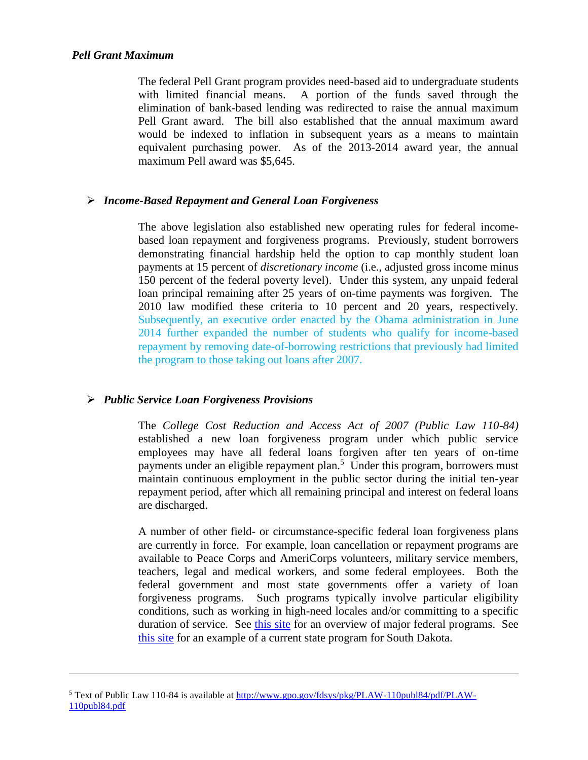***Pell Grant Maximum***

The federal Pell Grant program provides need-based aid to undergraduate students with limited financial means. A portion of the funds saved through the elimination of bank-based lending was redirected to raise the annual maximum Pell Grant award. The bill also established that the annual maximum award would be indexed to inflation in subsequent years as a means to maintain equivalent purchasing power. As of the 2013-2014 award year, the annual maximum Pell award was $5,645.

- ***Income-Based Repayment and General Loan Forgiveness***

The above legislation also established new operating rules for federal income-based loan repayment and forgiveness programs. Previously, student borrowers demonstrating financial hardship held the option to cap monthly student loan payments at 15 percent of *discretionary income* (i.e., adjusted gross income minus 150 percent of the federal poverty level). Under this system, any unpaid federal loan principal remaining after 25 years of on-time payments was forgiven. The 2010 law modified these criteria to 10 percent and 20 years, respectively. Subsequently, an executive order enacted by the Obama administration in June 2014 further expanded the number of students who qualify for income-based repayment by removing date-of-borrowing restrictions that previously had limited the program to those taking out loans after 2007.

- ***Public Service Loan Forgiveness Provisions***

The *College Cost Reduction and Access Act of 2007 (Public Law 110-84)* established a new loan forgiveness program under which public service employees may have all federal loans forgiven after ten years of on-time payments under an eligible repayment plan.[5] Under this program, borrowers must maintain continuous employment in the public sector during the initial ten-year repayment period, after which all remaining principal and interest on federal loans are discharged.

A number of other field- or circumstance-specific federal loan forgiveness plans are currently in force. For example, loan cancellation or repayment programs are available to Peace Corps and AmeriCorps volunteers, military service members, teachers, legal and medical workers, and some federal employees. Both the federal government and most state governments offer a variety of loan forgiveness programs. Such programs typically involve particular eligibility conditions, such as working in high-need locales and/or committing to a specific duration of service. See this site for an overview of major federal programs. See this site for an example of a current state program for South Dakota.

---

[5] Text of Public Law 110-84 is available at http://www.gpo.gov/fdsys/pkg/PLAW-110publ84/pdf/PLAW-110publ84.pdf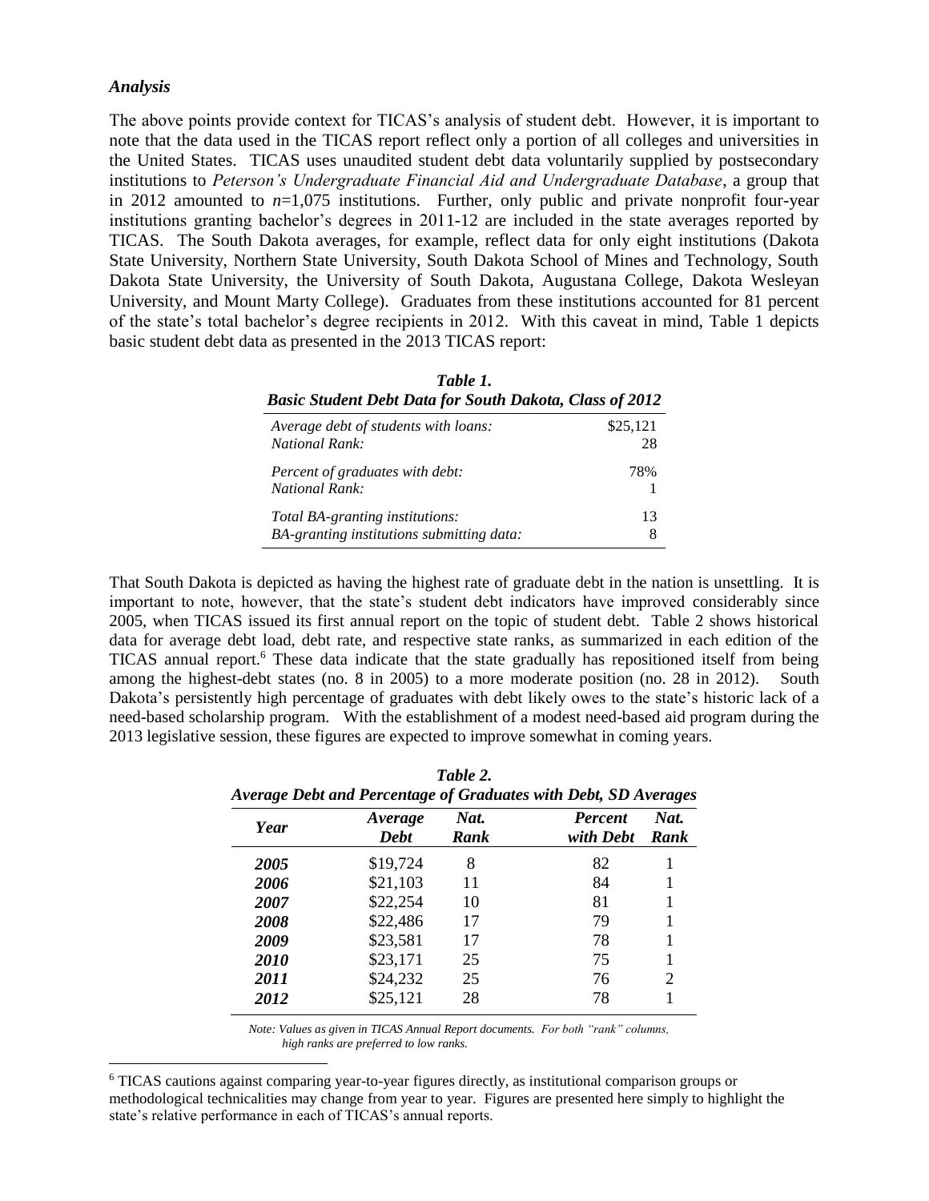### *Analysis*

The above points provide context for TICAS's analysis of student debt. However, it is important to note that the data used in the TICAS report reflect only a portion of all colleges and universities in the United States. TICAS uses unaudited student debt data voluntarily supplied by postsecondary institutions to *Peterson's Undergraduate Financial Aid and Undergraduate Database*, a group that in 2012 amounted to $n$=1,075 institutions. Further, only public and private nonprofit four-year institutions granting bachelor's degrees in 2011-12 are included in the state averages reported by TICAS. The South Dakota averages, for example, reflect data for only eight institutions (Dakota State University, Northern State University, South Dakota School of Mines and Technology, South Dakota State University, the University of South Dakota, Augustana College, Dakota Wesleyan University, and Mount Marty College). Graduates from these institutions accounted for 81 percent of the state's total bachelor's degree recipients in 2012. With this caveat in mind, Table 1 depicts basic student debt data as presented in the 2013 TICAS report:

***Table 1.***
***Basic Student Debt Data for South Dakota, Class of 2012***

| | |
|---|---|
| *Average debt of students with loans:* | $25,121 |
| *National Rank:* | 28 |
| *Percent of graduates with debt:* | 78% |
| *National Rank:* | 1 |
| *Total BA-granting institutions:* | 13 |
| *BA-granting institutions submitting data:* | 8 |

That South Dakota is depicted as having the highest rate of graduate debt in the nation is unsettling. It is important to note, however, that the state's student debt indicators have improved considerably since 2005, when TICAS issued its first annual report on the topic of student debt. Table 2 shows historical data for average debt load, debt rate, and respective state ranks, as summarized in each edition of the TICAS annual report.[6] These data indicate that the state gradually has repositioned itself from being among the highest-debt states (no. 8 in 2005) to a more moderate position (no. 28 in 2012). South Dakota's persistently high percentage of graduates with debt likely owes to the state's historic lack of a need-based scholarship program. With the establishment of a modest need-based aid program during the 2013 legislative session, these figures are expected to improve somewhat in coming years.

***Table 2.***
***Average Debt and Percentage of Graduates with Debt, SD Averages***

| *Year* | *Average Debt* | *Nat. Rank* | *Percent with Debt* | *Nat. Rank* |
|---|---|---|---|---|
| ***2005*** | $19,724 | 8 | 82 | 1 |
| ***2006*** | $21,103 | 11 | 84 | 1 |
| ***2007*** | $22,254 | 10 | 81 | 1 |
| ***2008*** | $22,486 | 17 | 79 | 1 |
| ***2009*** | $23,581 | 17 | 78 | 1 |
| ***2010*** | $23,171 | 25 | 75 | 1 |
| ***2011*** | $24,232 | 25 | 76 | 2 |
| ***2012*** | $25,121 | 28 | 78 | 1 |

*Note: Values as given in TICAS Annual Report documents. For both "rank" columns, high ranks are preferred to low ranks.*

[6] TICAS cautions against comparing year-to-year figures directly, as institutional comparison groups or methodological technicalities may change from year to year. Figures are presented here simply to highlight the state's relative performance in each of TICAS's annual reports.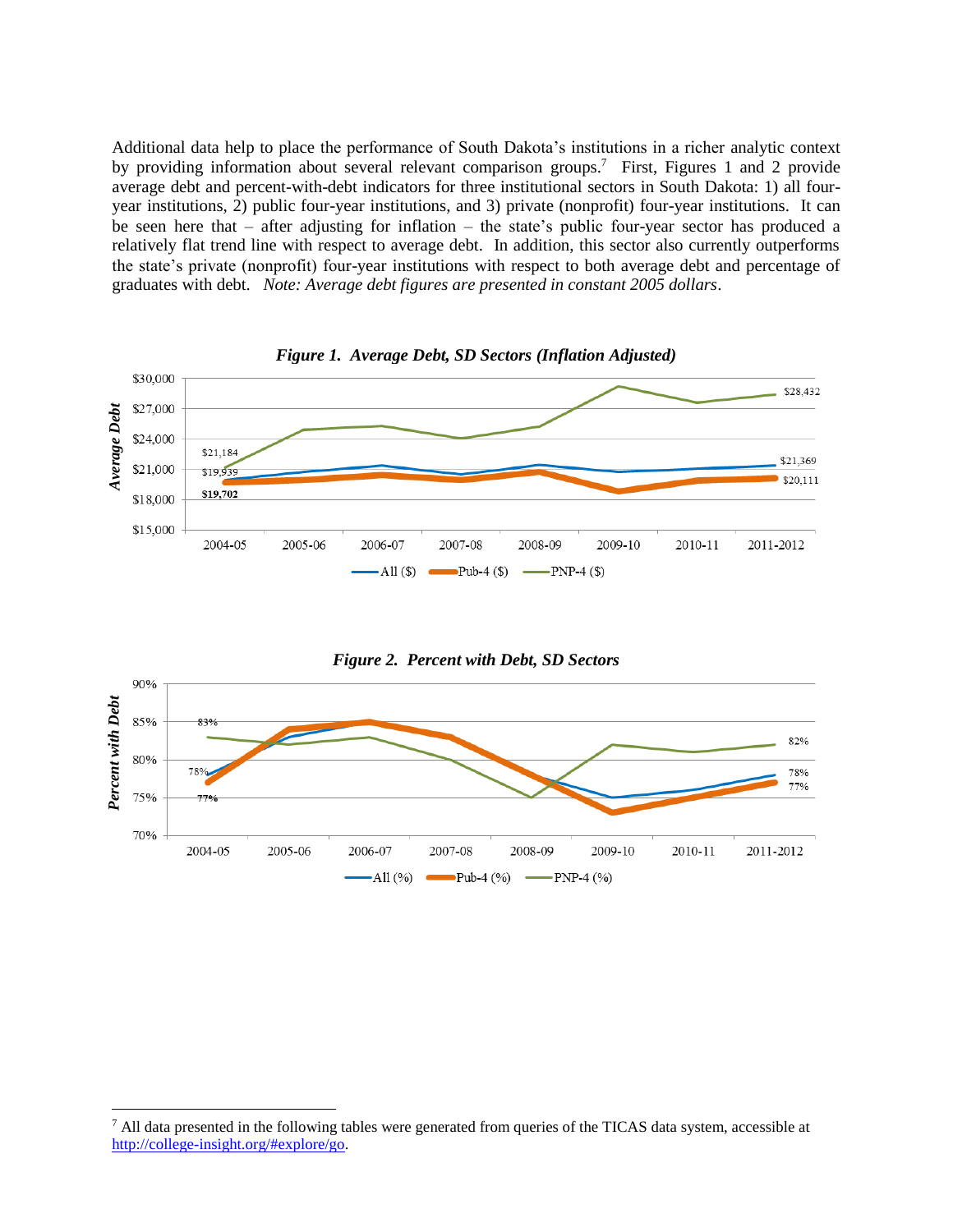Additional data help to place the performance of South Dakota's institutions in a richer analytic context by providing information about several relevant comparison groups.[7] First, Figures 1 and 2 provide average debt and percent-with-debt indicators for three institutional sectors in South Dakota: 1) all four-year institutions, 2) public four-year institutions, and 3) private (nonprofit) four-year institutions. It can be seen here that – after adjusting for inflation – the state's public four-year sector has produced a relatively flat trend line with respect to average debt. In addition, this sector also currently outperforms the state's private (nonprofit) four-year institutions with respect to both average debt and percentage of graduates with debt. *Note: Average debt figures are presented in constant 2005 dollars*.

***Figure 1. Average Debt, SD Sectors (Inflation Adjusted)***

***Figure 2. Percent with Debt, SD Sectors***

[7] All data presented in the following tables were generated from queries of the TICAS data system, accessible at http://college-insight.org/#explore/go.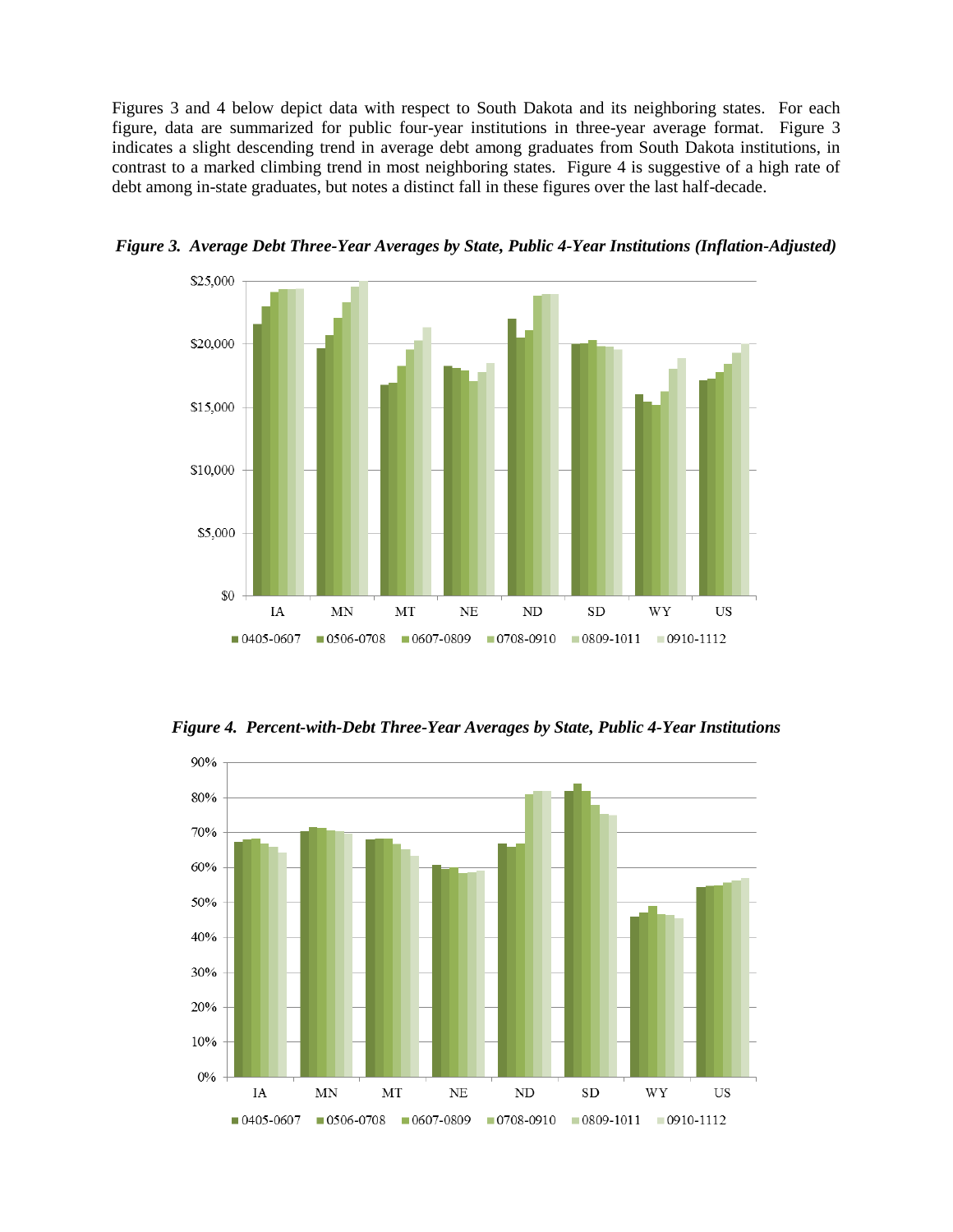Figures 3 and 4 below depict data with respect to South Dakota and its neighboring states. For each figure, data are summarized for public four-year institutions in three-year average format. Figure 3 indicates a slight descending trend in average debt among graduates from South Dakota institutions, in contrast to a marked climbing trend in most neighboring states. Figure 4 is suggestive of a high rate of debt among in-state graduates, but notes a distinct fall in these figures over the last half-decade.

***Figure 3. Average Debt Three-Year Averages by State, Public 4-Year Institutions (Inflation-Adjusted)***

***Figure 4. Percent-with-Debt Three-Year Averages by State, Public 4-Year Institutions***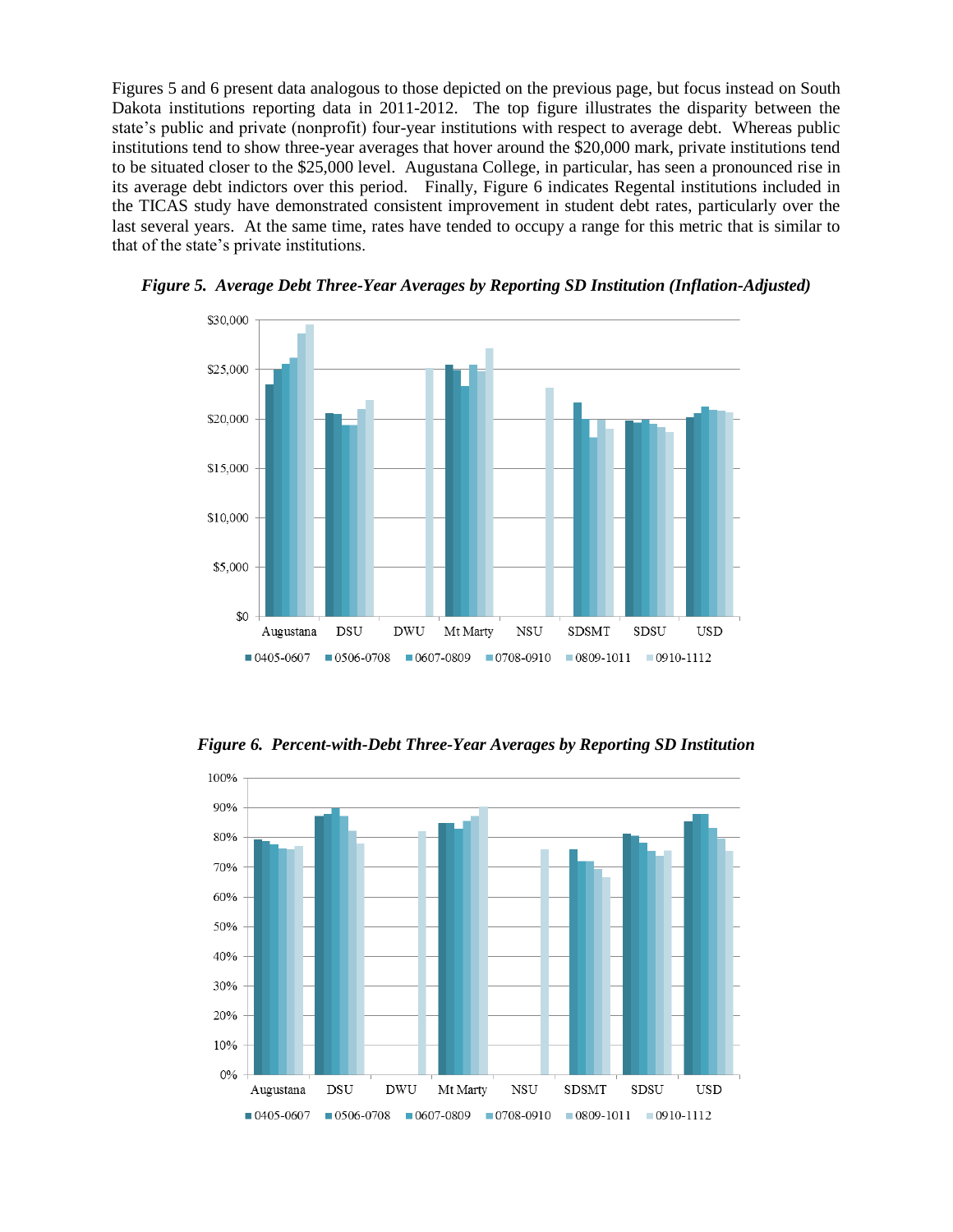Figures 5 and 6 present data analogous to those depicted on the previous page, but focus instead on South Dakota institutions reporting data in 2011-2012. The top figure illustrates the disparity between the state's public and private (nonprofit) four-year institutions with respect to average debt. Whereas public institutions tend to show three-year averages that hover around the $20,000 mark, private institutions tend to be situated closer to the $25,000 level. Augustana College, in particular, has seen a pronounced rise in its average debt indictors over this period. Finally, Figure 6 indicates Regental institutions included in the TICAS study have demonstrated consistent improvement in student debt rates, particularly over the last several years. At the same time, rates have tended to occupy a range for this metric that is similar to that of the state's private institutions.

***Figure 5. Average Debt Three-Year Averages by Reporting SD Institution (Inflation-Adjusted)***

$30,000
$25,000
$20,000
$15,000
$10,000
$5,000
$0

Augustana DSU DWU Mt Marty NSU SDSMT SDSU USD

0405-0607 0506-0708 0607-0809 0708-0910 0809-1011 0910-1112

***Figure 6. Percent-with-Debt Three-Year Averages by Reporting SD Institution***

100%
90%
80%
70%
60%
50%
40%
30%
20%
10%
0%

Augustana DSU DWU Mt Marty NSU SDSMT SDSU USD

0405-0607 0506-0708 0607-0809 0708-0910 0809-1011 0910-1112